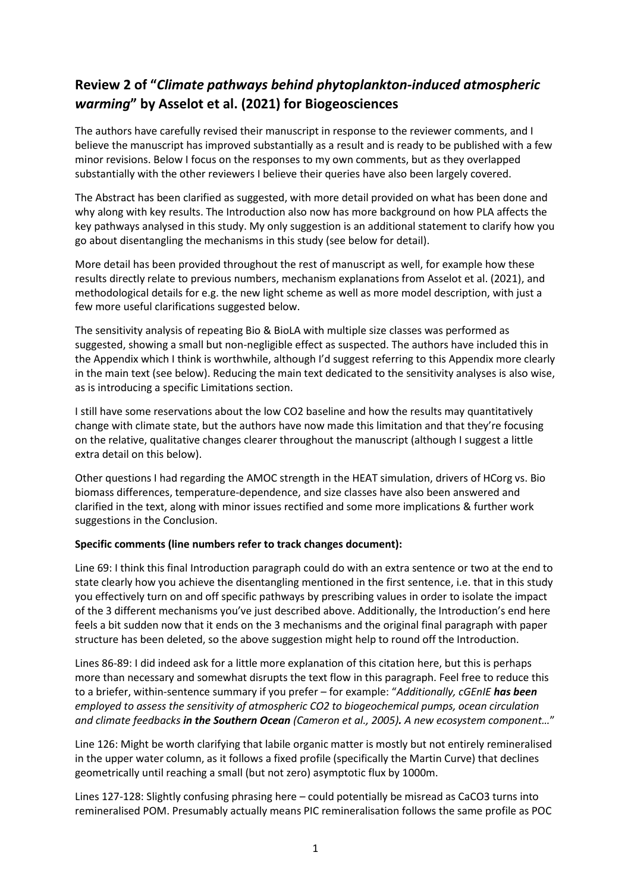## Review 2 of "*Climate pathways behind phytoplankton-induced atmospheric warming*" by Asselot et al. (2021) for Biogeosciences

The authors have carefully revised their manuscript in response to the reviewer comments, and I believe the manuscript has improved substantially as a result and is ready to be published with a few minor revisions. Below I focus on the responses to my own comments, but as they overlapped substantially with the other reviewers I believe their queries have also been largely covered.

The Abstract has been clarified as suggested, with more detail provided on what has been done and why along with key results. The Introduction also now has more background on how PLA affects the key pathways analysed in this study. My only suggestion is an additional statement to clarify how you go about disentangling the mechanisms in this study (see below for detail).

More detail has been provided throughout the rest of manuscript as well, for example how these results directly relate to previous numbers, mechanism explanations from Asselot et al. (2021), and methodological details for e.g. the new light scheme as well as more model description, with just a few more useful clarifications suggested below.

The sensitivity analysis of repeating Bio & BioLA with multiple size classes was performed as suggested, showing a small but non-negligible effect as suspected. The authors have included this in the Appendix which I think is worthwhile, although I'd suggest referring to this Appendix more clearly in the main text (see below). Reducing the main text dedicated to the sensitivity analyses is also wise, as is introducing a specific Limitations section.

I still have some reservations about the low CO2 baseline and how the results may quantitatively change with climate state, but the authors have now made this limitation and that they're focusing on the relative, qualitative changes clearer throughout the manuscript (although I suggest a little extra detail on this below).

Other questions I had regarding the AMOC strength in the HEAT simulation, drivers of HCorg vs. Bio biomass differences, temperature-dependence, and size classes have also been answered and clarified in the text, along with minor issues rectified and some more implications & further work suggestions in the Conclusion.

**Specific comments (line numbers refer to track changes document):**

Line 69: I think this final Introduction paragraph could do with an extra sentence or two at the end to state clearly how you achieve the disentangling mentioned in the first sentence, i.e. that in this study you effectively turn on and off specific pathways by prescribing values in order to isolate the impact of the 3 different mechanisms you've just described above. Additionally, the Introduction's end here feels a bit sudden now that it ends on the 3 mechanisms and the original final paragraph with paper structure has been deleted, so the above suggestion might help to round off the Introduction.

Lines 86-89: I did indeed ask for a little more explanation of this citation here, but this is perhaps more than necessary and somewhat disrupts the text flow in this paragraph. Feel free to reduce this to a briefer, within-sentence summary if you prefer – for example: "*Additionally, cGEnIE **has been** employed to assess the sensitivity of atmospheric CO2 to biogeochemical pumps, ocean circulation and climate feedbacks **in the Southern Ocean** (Cameron et al., 2005)**.** A new ecosystem component…*"

Line 126: Might be worth clarifying that labile organic matter is mostly but not entirely remineralised in the upper water column, as it follows a fixed profile (specifically the Martin Curve) that declines geometrically until reaching a small (but not zero) asymptotic flux by 1000m.

Lines 127-128: Slightly confusing phrasing here – could potentially be misread as CaCO3 turns into remineralised POM. Presumably actually means PIC remineralisation follows the same profile as POC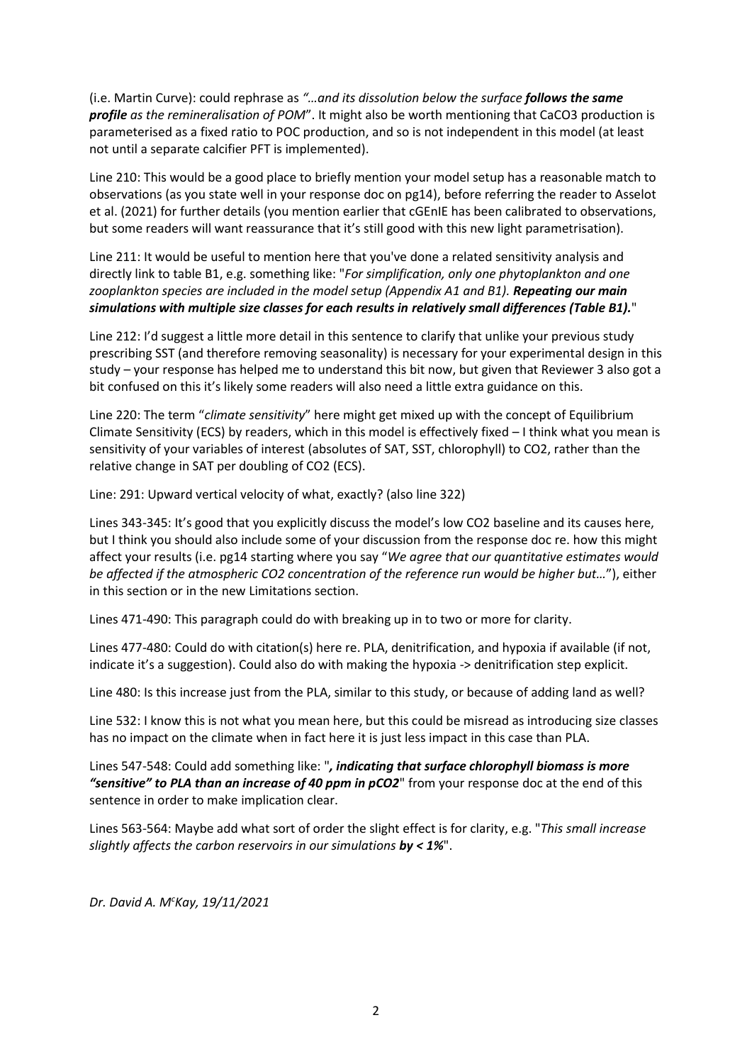(i.e. Martin Curve): could rephrase as *"…and its dissolution below the surface **follows the same profile** as the remineralisation of POM*". It might also be worth mentioning that $CaCO_3$ production is parameterised as a fixed ratio to POC production, and so is not independent in this model (at least not until a separate calcifier PFT is implemented).

Line 210: This would be a good place to briefly mention your model setup has a reasonable match to observations (as you state well in your response doc on pg14), before referring the reader to Asselot et al. (2021) for further details (you mention earlier that cGEnIE has been calibrated to observations, but some readers will want reassurance that it's still good with this new light parametrisation).

Line 211: It would be useful to mention here that you've done a related sensitivity analysis and directly link to table B1, e.g. something like: "*For simplification, only one phytoplankton and one zooplankton species are included in the model setup (Appendix A1 and B1). **Repeating our main simulations with multiple size classes for each results in relatively small differences (Table B1).***"

Line 212: I'd suggest a little more detail in this sentence to clarify that unlike your previous study prescribing SST (and therefore removing seasonality) is necessary for your experimental design in this study – your response has helped me to understand this bit now, but given that Reviewer 3 also got a bit confused on this it's likely some readers will also need a little extra guidance on this.

Line 220: The term "*climate sensitivity*" here might get mixed up with the concept of Equilibrium Climate Sensitivity (ECS) by readers, which in this model is effectively fixed – I think what you mean is sensitivity of your variables of interest (absolutes of SAT, SST, chlorophyll) to $CO_2$, rather than the relative change in SAT per doubling of $CO_2$ (ECS).

Line: 291: Upward vertical velocity of what, exactly? (also line 322)

Lines 343-345: It's good that you explicitly discuss the model's low $CO_2$ baseline and its causes here, but I think you should also include some of your discussion from the response doc re. how this might affect your results (i.e. pg14 starting where you say "*We agree that our quantitative estimates would be affected if the atmospheric CO2 concentration of the reference run would be higher but…*"), either in this section or in the new Limitations section.

Lines 471-490: This paragraph could do with breaking up in to two or more for clarity.

Lines 477-480: Could do with citation(s) here re. PLA, denitrification, and hypoxia if available (if not, indicate it's a suggestion). Could also do with making the hypoxia -> denitrification step explicit.

Line 480: Is this increase just from the PLA, similar to this study, or because of adding land as well?

Line 532: I know this is not what you mean here, but this could be misread as introducing size classes has no impact on the climate when in fact here it is just less impact in this case than PLA.

Lines 547-548: Could add something like: "***, indicating that surface chlorophyll biomass is more "sensitive" to PLA than an increase of 40 ppm in pCO2***" from your response doc at the end of this sentence in order to make implication clear.

Lines 563-564: Maybe add what sort of order the slight effect is for clarity, e.g. "*This small increase slightly affects the carbon reservoirs in our simulations **by < 1%***".

*Dr. David A. McKay, 19/11/2021*